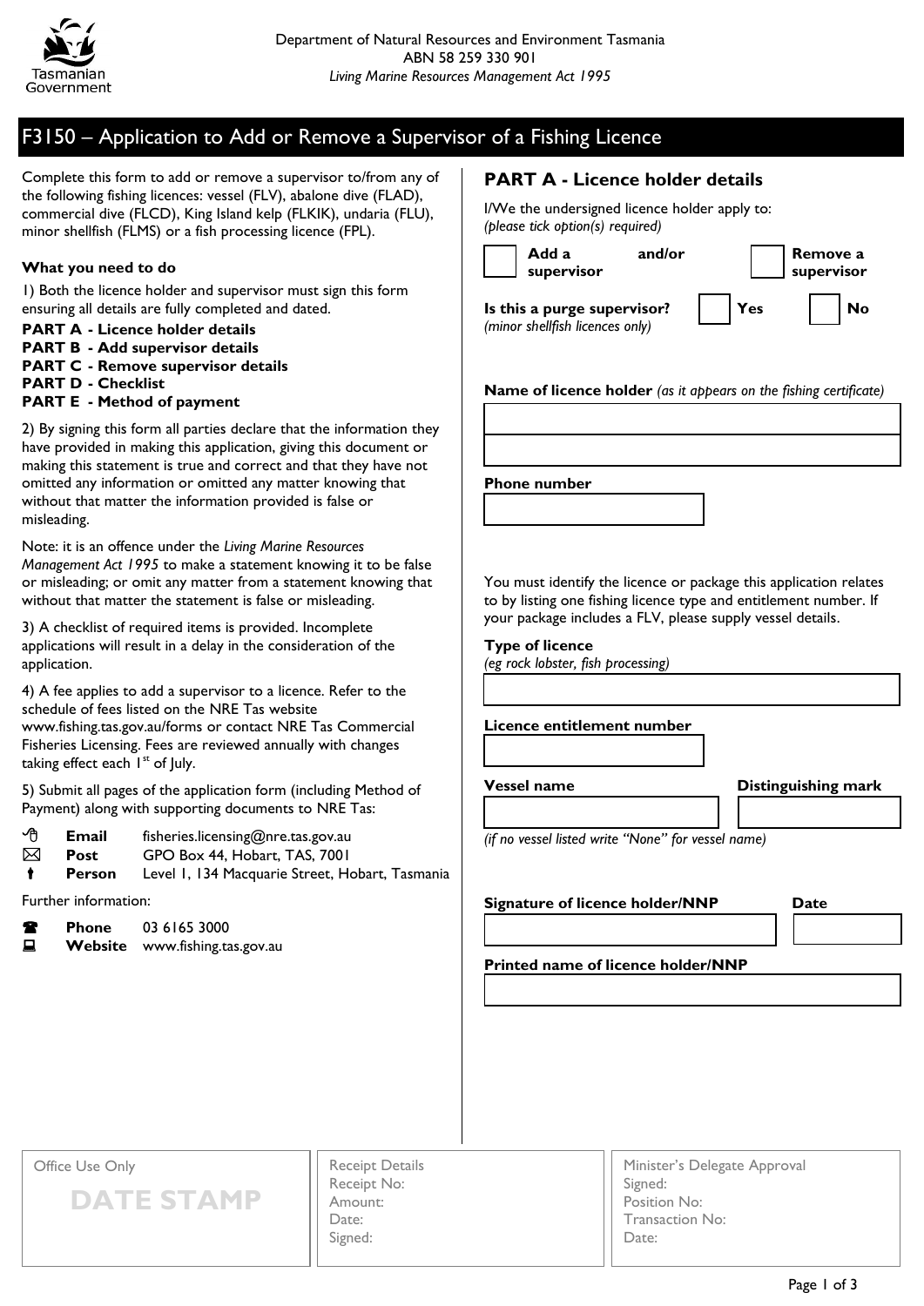Department of Natural Resources and Environment Tasmania
ABN 58 259 330 901
*Living Marine Resources Management Act 1995*

# F3150 – Application to Add or Remove a Supervisor of a Fishing Licence

Complete this form to add or remove a supervisor to/from any of the following fishing licences: vessel (FLV), abalone dive (FLAD), commercial dive (FLCD), King Island kelp (FLKIK), undaria (FLU), minor shellfish (FLMS) or a fish processing licence (FPL).

**What you need to do**

1) Both the licence holder and supervisor must sign this form ensuring all details are fully completed and dated.

**PART A - Licence holder details**
**PART B - Add supervisor details**
**PART C - Remove supervisor details**
**PART D - Checklist**
**PART E - Method of payment**

2) By signing this form all parties declare that the information they have provided in making this application, giving this document or making this statement is true and correct and that they have not omitted any information or omitted any matter knowing that without that matter the information provided is false or misleading.

Note: it is an offence under the *Living Marine Resources Management Act 1995* to make a statement knowing it to be false or misleading; or omit any matter from a statement knowing that without that matter the statement is false or misleading.

3) A checklist of required items is provided. Incomplete applications will result in a delay in the consideration of the application.

4) A fee applies to add a supervisor to a licence. Refer to the schedule of fees listed on the NRE Tas website www.fishing.tas.gov.au/forms or contact NRE Tas Commercial Fisheries Licensing. Fees are reviewed annually with changes taking effect each 1st of July.

5) Submit all pages of the application form (including Method of Payment) along with supporting documents to NRE Tas:

- **Email** fisheries.licensing@nre.tas.gov.au
- **Post** GPO Box 44, Hobart, TAS, 7001
- **Person** Level 1, 134 Macquarie Street, Hobart, Tasmania

Further information:

- **Phone** 03 6165 3000
- **Website** www.fishing.tas.gov.au

## PART A - Licence holder details

I/We the undersigned licence holder apply to:
*(please tick option(s) required)*

☐ **Add a supervisor** and/or ☐ **Remove a supervisor**

**Is this a purge supervisor?** *(minor shellfish licences only)* ☐ **Yes** ☐ **No**

**Name of licence holder** *(as it appears on the fishing certificate)*

**Phone number**

You must identify the licence or package this application relates to by listing one fishing licence type and entitlement number. If your package includes a FLV, please supply vessel details.

**Type of licence**
*(eg rock lobster, fish processing)*

**Licence entitlement number**

**Vessel name** | **Distinguishing mark**

*(if no vessel listed write "None" for vessel name)*

**Signature of licence holder/NNP** | **Date**

**Printed name of licence holder/NNP**

| Office Use Only | Receipt Details | Minister's Delegate Approval |
|---|---|---|
| DATE STAMP | Receipt No:<br>Amount:<br>Date:<br>Signed: | Signed:<br>Position No:<br>Transaction No:<br>Date: |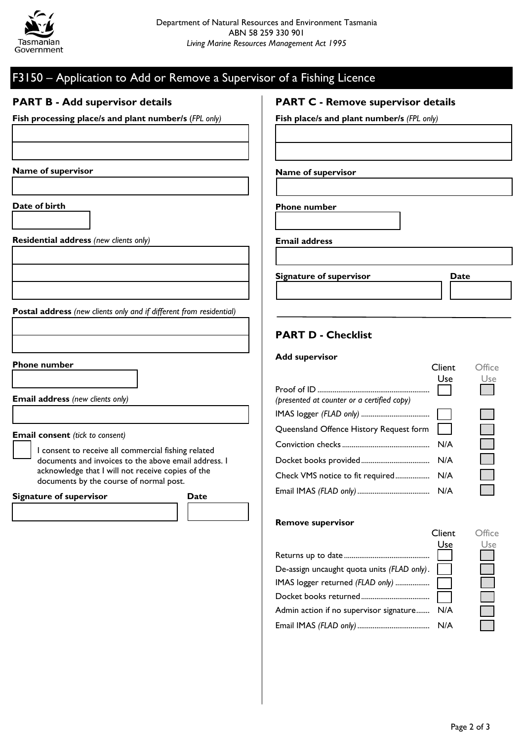Department of Natural Resources and Environment Tasmania
ABN 58 259 330 901
*Living Marine Resources Management Act 1995*

# F3150 – Application to Add or Remove a Supervisor of a Fishing Licence

## PART B - Add supervisor details

**Fish processing place/s and plant number/s** (*FPL only*)

**Name of supervisor**

**Date of birth**

**Residential address** *(new clients only)*

**Postal address** *(new clients only and if different from residential)*

**Phone number**

**Email address** *(new clients only)*

**Email consent** *(tick to consent)*

☐ I consent to receive all commercial fishing related documents and invoices to the above email address. I acknowledge that I will not receive copies of the documents by the course of normal post.

**Signature of supervisor** | **Date**

## PART C - Remove supervisor details

**Fish place/s and plant number/s** *(FPL only)*

**Name of supervisor**

**Phone number**

**Email address**

**Signature of supervisor** | **Date**

## PART D - Checklist

**Add supervisor**

| | Client Use | Office Use |
|---|---|---|
| Proof of ID *(presented at counter or a certified copy)* | ☐ | ☐ |
| IMAS logger *(FLAD only)* | ☐ | ☐ |
| Queensland Offence History Request form | ☐ | ☐ |
| Conviction checks | N/A | ☐ |
| Docket books provided | N/A | ☐ |
| Check VMS notice to fit required | N/A | ☐ |
| Email IMAS *(FLAD only)* | N/A | ☐ |

**Remove supervisor**

| | Client Use | Office Use |
|---|---|---|
| Returns up to date | ☐ | ☐ |
| De-assign uncaught quota units *(FLAD only)*. | ☐ | ☐ |
| IMAS logger returned *(FLAD only)* | ☐ | ☐ |
| Docket books returned | ☐ | ☐ |
| Admin action if no supervisor signature | N/A | ☐ |
| Email IMAS *(FLAD only)* | N/A | ☐ |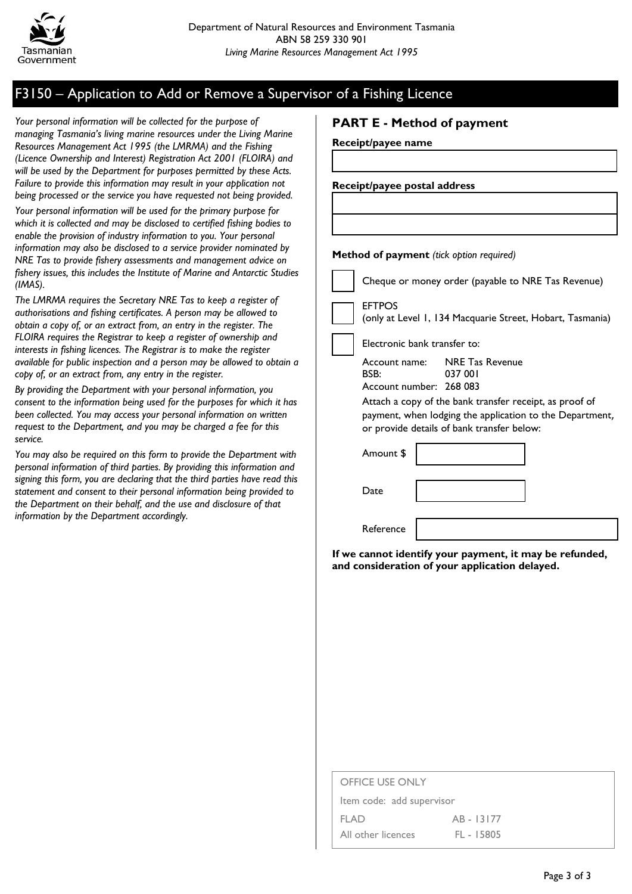Department of Natural Resources and Environment Tasmania
ABN 58 259 330 901
*Living Marine Resources Management Act 1995*

# F3150 – Application to Add or Remove a Supervisor of a Fishing Licence

*Your personal information will be collected for the purpose of managing Tasmania's living marine resources under the Living Marine Resources Management Act 1995 (the LMRMA) and the Fishing (Licence Ownership and Interest) Registration Act 2001 (FLOIRA) and will be used by the Department for purposes permitted by these Acts. Failure to provide this information may result in your application not being processed or the service you have requested not being provided.*

*Your personal information will be used for the primary purpose for which it is collected and may be disclosed to certified fishing bodies to enable the provision of industry information to you. Your personal information may also be disclosed to a service provider nominated by NRE Tas to provide fishery assessments and management advice on fishery issues, this includes the Institute of Marine and Antarctic Studies (IMAS).*

*The LMRMA requires the Secretary NRE Tas to keep a register of authorisations and fishing certificates. A person may be allowed to obtain a copy of, or an extract from, an entry in the register. The FLOIRA requires the Registrar to keep a register of ownership and interests in fishing licences. The Registrar is to make the register available for public inspection and a person may be allowed to obtain a copy of, or an extract from, any entry in the register.*

*By providing the Department with your personal information, you consent to the information being used for the purposes for which it has been collected. You may access your personal information on written request to the Department, and you may be charged a fee for this service.*

*You may also be required on this form to provide the Department with personal information of third parties. By providing this information and signing this form, you are declaring that the third parties have read this statement and consent to their personal information being provided to the Department on their behalf, and the use and disclosure of that information by the Department accordingly.*

## PART E - Method of payment

**Receipt/payee name**

**Receipt/payee postal address**

**Method of payment** *(tick option required)*

- ☐ Cheque or money order (payable to NRE Tas Revenue)
- ☐ EFTPOS
  (only at Level 1, 134 Macquarie Street, Hobart, Tasmania)
- ☐ Electronic bank transfer to:

  Account name: NRE Tas Revenue
  BSB: 037 001
  Account number: 268 083

  Attach a copy of the bank transfer receipt, as proof of payment, when lodging the application to the Department, or provide details of bank transfer below:

  Amount $

  Date

  Reference

**If we cannot identify your payment, it may be refunded, and consideration of your application delayed.**

| OFFICE USE ONLY | |
|---|---|
| Item code: add supervisor | |
| FLAD | AB - 13177 |
| All other licences | FL - 15805 |